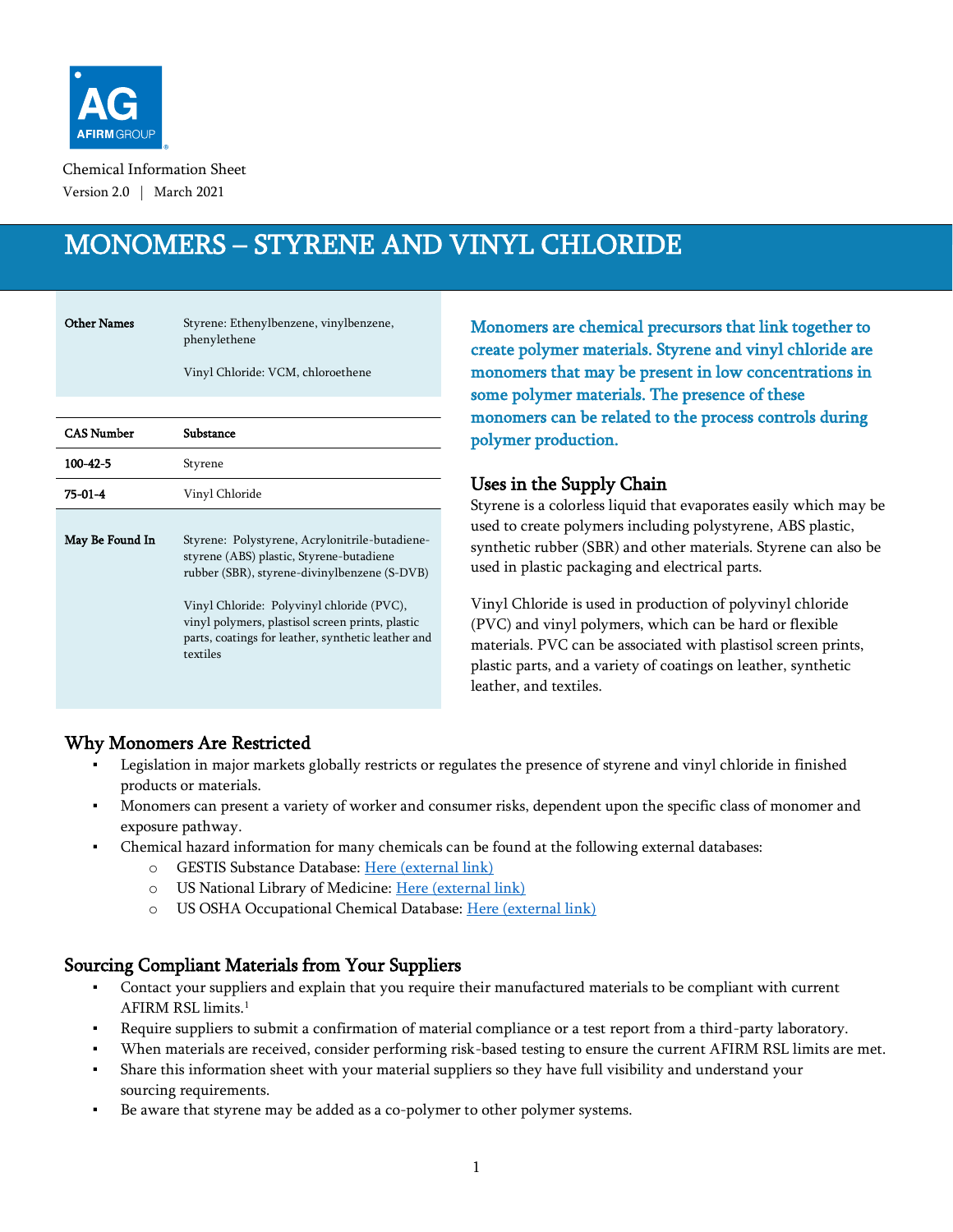Chemical Information Sheet

Version 2.0 | March 2021

# MONOMERS – STYRENE AND VINYL CHLORIDE

| **Other Names** | Styrene: Ethenylbenzene, vinylbenzene, phenylethene<br><br>Vinyl Chloride: VCM, chloroethene |
|---|---|

| **CAS Number** | **Substance** |
|---|---|
| **100-42-5** | Styrene |
| **75-01-4** | Vinyl Chloride |

| **May Be Found In** | Styrene: Polystyrene, Acrylonitrile-butadiene-styrene (ABS) plastic, Styrene-butadiene rubber (SBR), styrene-divinylbenzene (S-DVB)<br><br>Vinyl Chloride: Polyvinyl chloride (PVC), vinyl polymers, plastisol screen prints, plastic parts, coatings for leather, synthetic leather and textiles |
|---|---|

**Monomers are chemical precursors that link together to create polymer materials. Styrene and vinyl chloride are monomers that may be present in low concentrations in some polymer materials. The presence of these monomers can be related to the process controls during polymer production.**

## Uses in the Supply Chain

Styrene is a colorless liquid that evaporates easily which may be used to create polymers including polystyrene, ABS plastic, synthetic rubber (SBR) and other materials. Styrene can also be used in plastic packaging and electrical parts.

Vinyl Chloride is used in production of polyvinyl chloride (PVC) and vinyl polymers, which can be hard or flexible materials. PVC can be associated with plastisol screen prints, plastic parts, and a variety of coatings on leather, synthetic leather, and textiles.

## Why Monomers Are Restricted

- Legislation in major markets globally restricts or regulates the presence of styrene and vinyl chloride in finished products or materials.
- Monomers can present a variety of worker and consumer risks, dependent upon the specific class of monomer and exposure pathway.
- Chemical hazard information for many chemicals can be found at the following external databases:
  - GESTIS Substance Database: Here (external link)
  - US National Library of Medicine: Here (external link)
  - US OSHA Occupational Chemical Database: Here (external link)

## Sourcing Compliant Materials from Your Suppliers

- Contact your suppliers and explain that you require their manufactured materials to be compliant with current AFIRM RSL limits.[1]
- Require suppliers to submit a confirmation of material compliance or a test report from a third-party laboratory.
- When materials are received, consider performing risk-based testing to ensure the current AFIRM RSL limits are met.
- Share this information sheet with your material suppliers so they have full visibility and understand your sourcing requirements.
- Be aware that styrene may be added as a co-polymer to other polymer systems.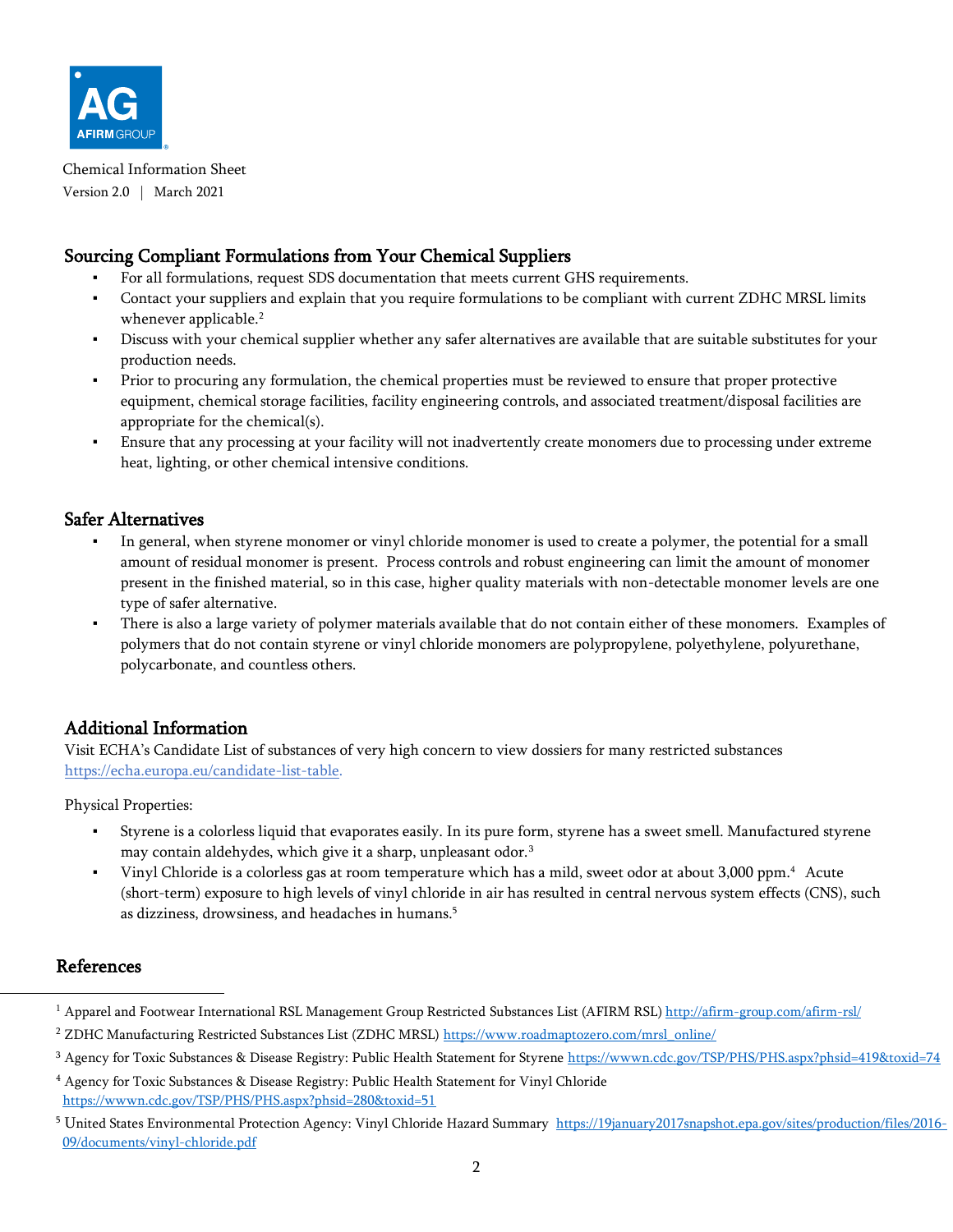Chemical Information Sheet

Version 2.0 | March 2021

## Sourcing Compliant Formulations from Your Chemical Suppliers

- For all formulations, request SDS documentation that meets current GHS requirements.
- Contact your suppliers and explain that you require formulations to be compliant with current ZDHC MRSL limits whenever applicable.[2]
- Discuss with your chemical supplier whether any safer alternatives are available that are suitable substitutes for your production needs.
- Prior to procuring any formulation, the chemical properties must be reviewed to ensure that proper protective equipment, chemical storage facilities, facility engineering controls, and associated treatment/disposal facilities are appropriate for the chemical(s).
- Ensure that any processing at your facility will not inadvertently create monomers due to processing under extreme heat, lighting, or other chemical intensive conditions.

## Safer Alternatives

- In general, when styrene monomer or vinyl chloride monomer is used to create a polymer, the potential for a small amount of residual monomer is present. Process controls and robust engineering can limit the amount of monomer present in the finished material, so in this case, higher quality materials with non-detectable monomer levels are one type of safer alternative.
- There is also a large variety of polymer materials available that do not contain either of these monomers. Examples of polymers that do not contain styrene or vinyl chloride monomers are polypropylene, polyethylene, polyurethane, polycarbonate, and countless others.

## Additional Information

Visit ECHA's Candidate List of substances of very high concern to view dossiers for many restricted substances https://echa.europa.eu/candidate-list-table.

Physical Properties:

- Styrene is a colorless liquid that evaporates easily. In its pure form, styrene has a sweet smell. Manufactured styrene may contain aldehydes, which give it a sharp, unpleasant odor.[3]
- Vinyl Chloride is a colorless gas at room temperature which has a mild, sweet odor at about 3,000 ppm.[4] Acute (short-term) exposure to high levels of vinyl chloride in air has resulted in central nervous system effects (CNS), such as dizziness, drowsiness, and headaches in humans.[5]

## References

[1] Apparel and Footwear International RSL Management Group Restricted Substances List (AFIRM RSL) http://afirm-group.com/afirm-rsl/

[2] ZDHC Manufacturing Restricted Substances List (ZDHC MRSL) https://www.roadmaptozero.com/mrsl_online/

[3] Agency for Toxic Substances & Disease Registry: Public Health Statement for Styrene https://wwwn.cdc.gov/TSP/PHS/PHS.aspx?phsid=419&toxid=74

[4] Agency for Toxic Substances & Disease Registry: Public Health Statement for Vinyl Chloride https://wwwn.cdc.gov/TSP/PHS/PHS.aspx?phsid=280&toxid=51

[5] United States Environmental Protection Agency: Vinyl Chloride Hazard Summary https://19january2017snapshot.epa.gov/sites/production/files/2016-09/documents/vinyl-chloride.pdf